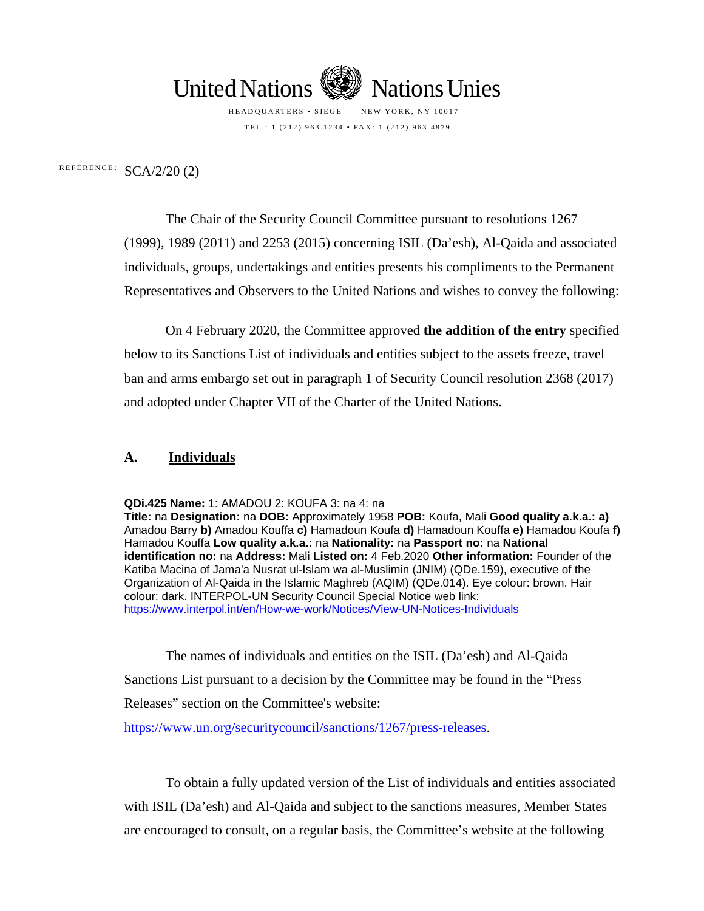United Nations Nations Unies

HEADQUARTERS • SIEGE NEW YORK, NY 10017

TEL.: 1 (212) 963.1234 • FAX: 1 (212) 963.4879

REFERENCE: SCA/2/20 (2)

The Chair of the Security Council Committee pursuant to resolutions 1267 (1999), 1989 (2011) and 2253 (2015) concerning ISIL (Da'esh), Al-Qaida and associated individuals, groups, undertakings and entities presents his compliments to the Permanent Representatives and Observers to the United Nations and wishes to convey the following:

On 4 February 2020, the Committee approved **the addition of the entry** specified below to its Sanctions List of individuals and entities subject to the assets freeze, travel ban and arms embargo set out in paragraph 1 of Security Council resolution 2368 (2017) and adopted under Chapter VII of the Charter of the United Nations.

## A. Individuals

**QDi.425 Name:** 1: AMADOU 2: KOUFA 3: na 4: na
**Title:** na **Designation:** na **DOB:** Approximately 1958 **POB:** Koufa, Mali **Good quality a.k.a.: a)** Amadou Barry **b)** Amadou Kouffa **c)** Hamadoun Koufa **d)** Hamadoun Kouffa **e)** Hamadou Koufa **f)** Hamadou Kouffa **Low quality a.k.a.:** na **Nationality:** na **Passport no:** na **National identification no:** na **Address:** Mali **Listed on:** 4 Feb.2020 **Other information:** Founder of the Katiba Macina of Jama'a Nusrat ul-Islam wa al-Muslimin (JNIM) (QDe.159), executive of the Organization of Al-Qaida in the Islamic Maghreb (AQIM) (QDe.014). Eye colour: brown. Hair colour: dark. INTERPOL-UN Security Council Special Notice web link: https://www.interpol.int/en/How-we-work/Notices/View-UN-Notices-Individuals

The names of individuals and entities on the ISIL (Da'esh) and Al-Qaida Sanctions List pursuant to a decision by the Committee may be found in the "Press Releases" section on the Committee's website: https://www.un.org/securitycouncil/sanctions/1267/press-releases.

To obtain a fully updated version of the List of individuals and entities associated with ISIL (Da'esh) and Al-Qaida and subject to the sanctions measures, Member States are encouraged to consult, on a regular basis, the Committee's website at the following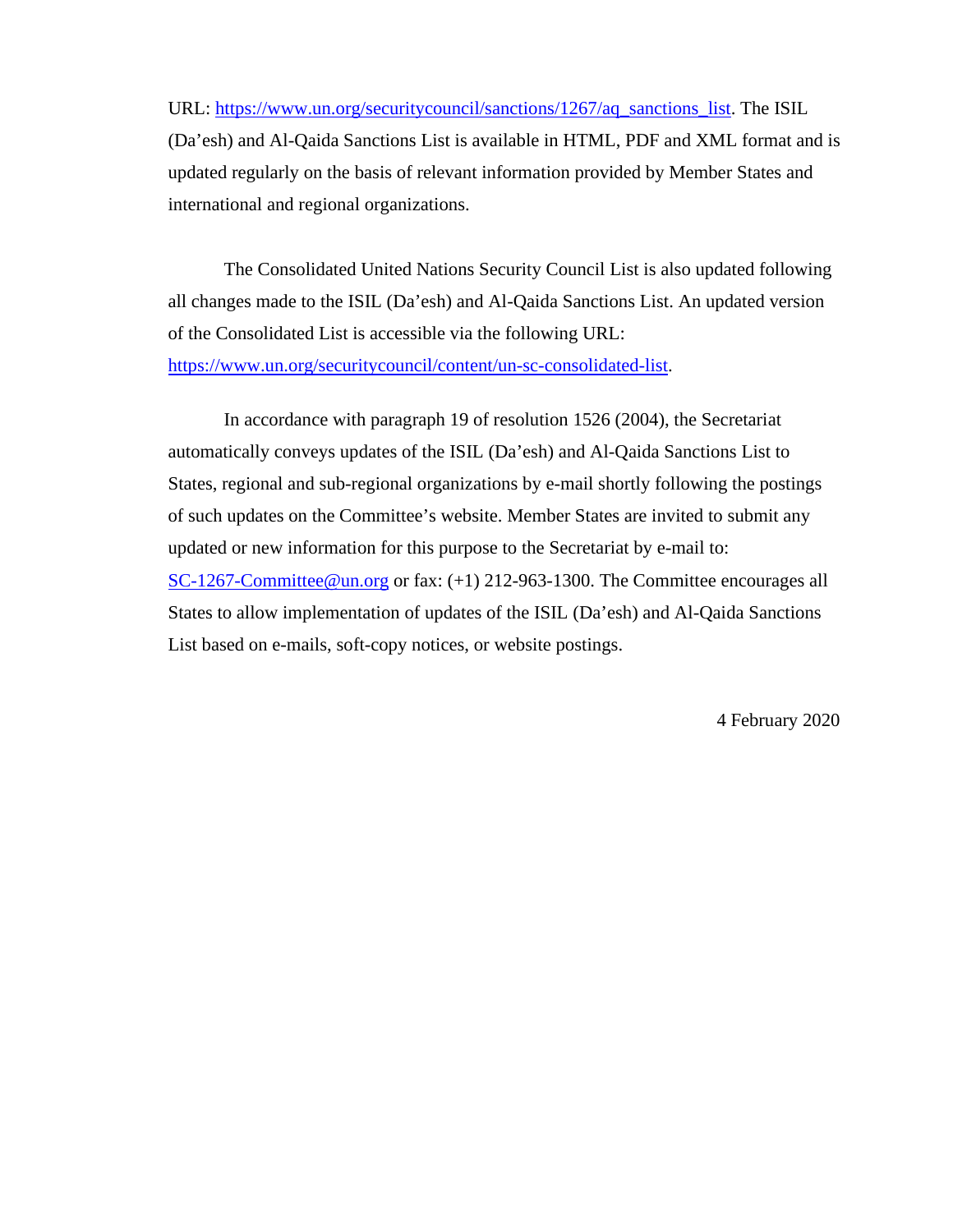URL: https://www.un.org/securitycouncil/sanctions/1267/aq_sanctions_list. The ISIL (Da'esh) and Al-Qaida Sanctions List is available in HTML, PDF and XML format and is updated regularly on the basis of relevant information provided by Member States and international and regional organizations.

The Consolidated United Nations Security Council List is also updated following all changes made to the ISIL (Da'esh) and Al-Qaida Sanctions List. An updated version of the Consolidated List is accessible via the following URL: https://www.un.org/securitycouncil/content/un-sc-consolidated-list.

In accordance with paragraph 19 of resolution 1526 (2004), the Secretariat automatically conveys updates of the ISIL (Da'esh) and Al-Qaida Sanctions List to States, regional and sub-regional organizations by e-mail shortly following the postings of such updates on the Committee's website. Member States are invited to submit any updated or new information for this purpose to the Secretariat by e-mail to: SC-1267-Committee@un.org or fax: (+1) 212-963-1300. The Committee encourages all States to allow implementation of updates of the ISIL (Da'esh) and Al-Qaida Sanctions List based on e-mails, soft-copy notices, or website postings.

4 February 2020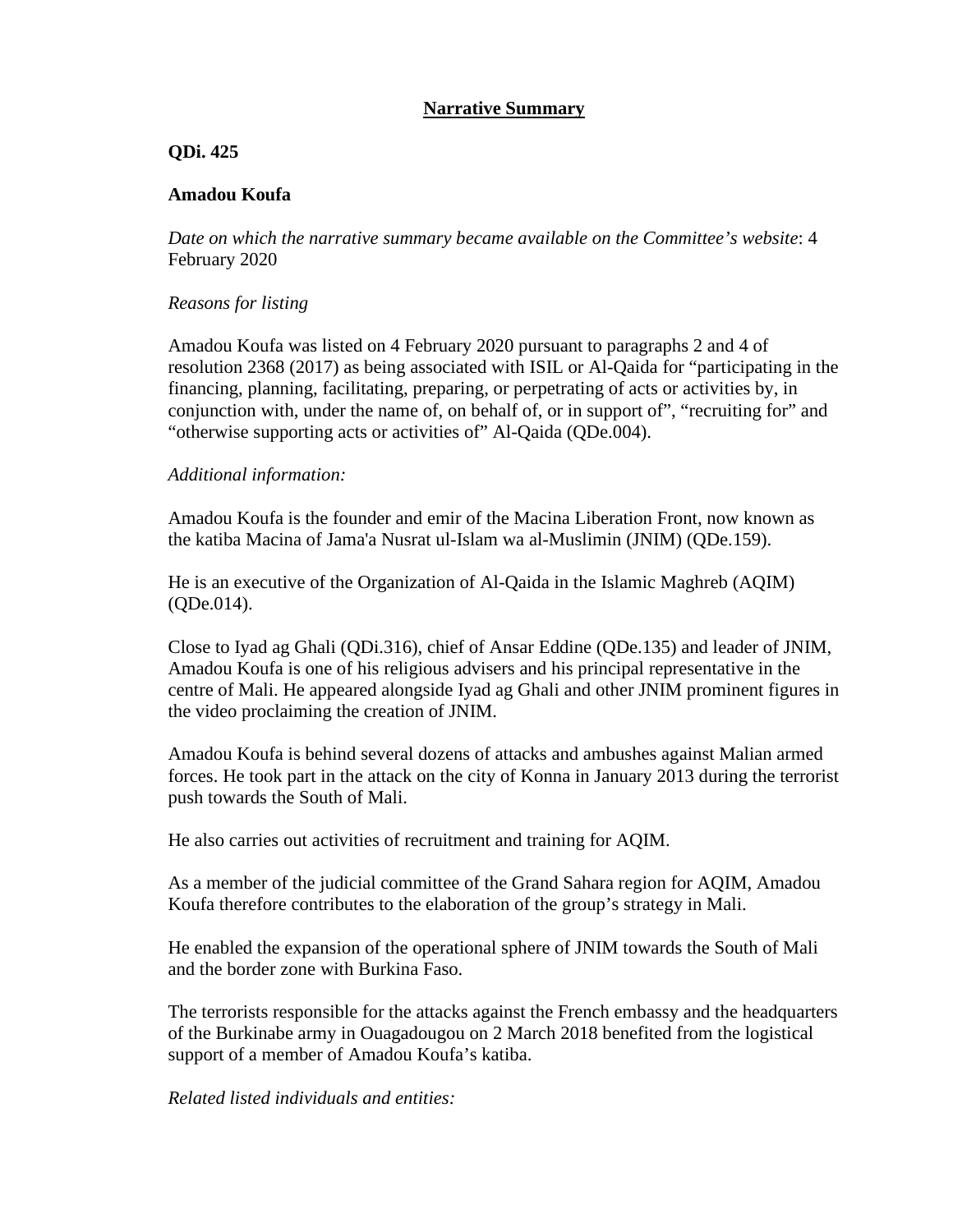## Narrative Summary

**QDi. 425**

**Amadou Koufa**

*Date on which the narrative summary became available on the Committee's website*: 4 February 2020

*Reasons for listing*

Amadou Koufa was listed on 4 February 2020 pursuant to paragraphs 2 and 4 of resolution 2368 (2017) as being associated with ISIL or Al-Qaida for "participating in the financing, planning, facilitating, preparing, or perpetrating of acts or activities by, in conjunction with, under the name of, on behalf of, or in support of", "recruiting for" and "otherwise supporting acts or activities of" Al-Qaida (QDe.004).

*Additional information:*

Amadou Koufa is the founder and emir of the Macina Liberation Front, now known as the katiba Macina of Jama'a Nusrat ul-Islam wa al-Muslimin (JNIM) (QDe.159).

He is an executive of the Organization of Al-Qaida in the Islamic Maghreb (AQIM) (QDe.014).

Close to Iyad ag Ghali (QDi.316), chief of Ansar Eddine (QDe.135) and leader of JNIM, Amadou Koufa is one of his religious advisers and his principal representative in the centre of Mali. He appeared alongside Iyad ag Ghali and other JNIM prominent figures in the video proclaiming the creation of JNIM.

Amadou Koufa is behind several dozens of attacks and ambushes against Malian armed forces. He took part in the attack on the city of Konna in January 2013 during the terrorist push towards the South of Mali.

He also carries out activities of recruitment and training for AQIM.

As a member of the judicial committee of the Grand Sahara region for AQIM, Amadou Koufa therefore contributes to the elaboration of the group's strategy in Mali.

He enabled the expansion of the operational sphere of JNIM towards the South of Mali and the border zone with Burkina Faso.

The terrorists responsible for the attacks against the French embassy and the headquarters of the Burkinabe army in Ouagadougou on 2 March 2018 benefited from the logistical support of a member of Amadou Koufa's katiba.

*Related listed individuals and entities:*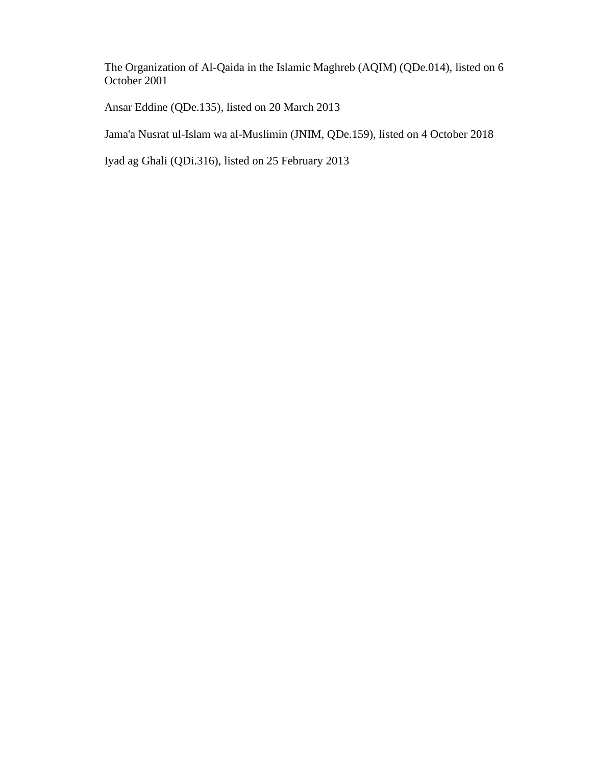The Organization of Al-Qaida in the Islamic Maghreb (AQIM) (QDe.014), listed on 6 October 2001

Ansar Eddine (QDe.135), listed on 20 March 2013

Jama'a Nusrat ul-Islam wa al-Muslimin (JNIM, QDe.159), listed on 4 October 2018

Iyad ag Ghali (QDi.316), listed on 25 February 2013